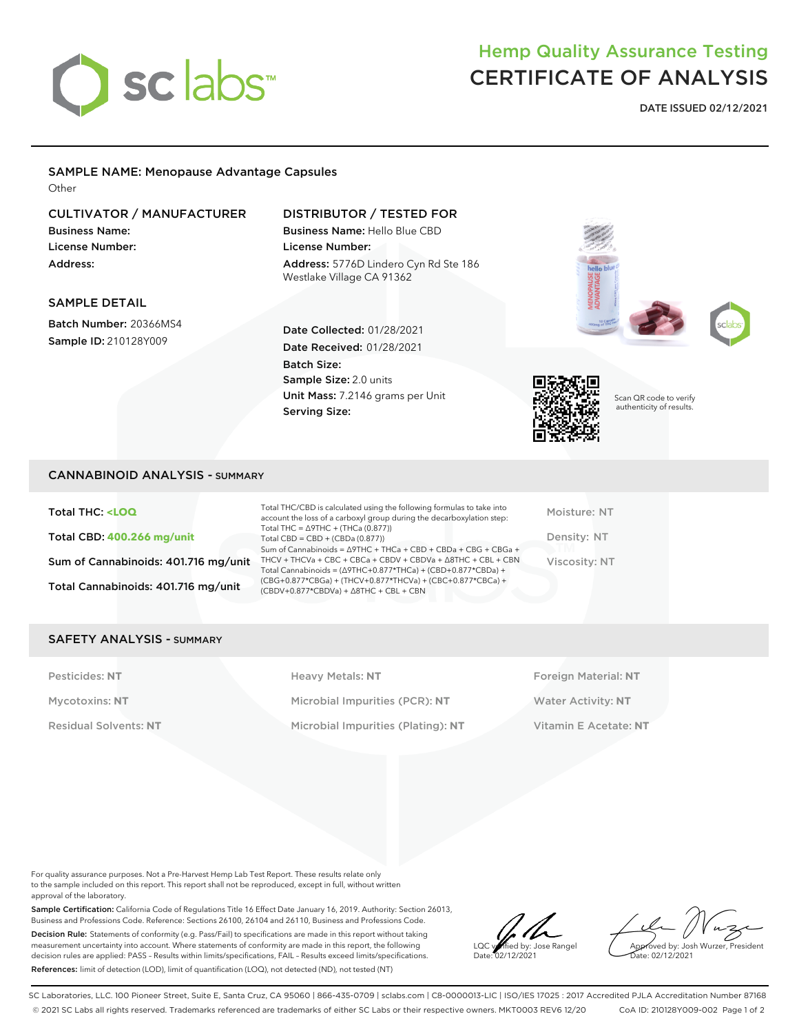# Hemp Quality Assurance Testing
# CERTIFICATE OF ANALYSIS

**DATE ISSUED 02/12/2021**

## SAMPLE NAME: Menopause Advantage Capsules

Other

### CULTIVATOR / MANUFACTURER

**Business Name:**
**License Number:**
**Address:**

### DISTRIBUTOR / TESTED FOR

**Business Name:** Hello Blue CBD
**License Number:**
**Address:** 5776D Lindero Cyn Rd Ste 186 Westlake Village CA 91362

### SAMPLE DETAIL

**Batch Number:** 20366MS4
**Sample ID:** 210128Y009

**Date Collected:** 01/28/2021
**Date Received:** 01/28/2021
**Batch Size:**
**Sample Size:** 2.0 units
**Unit Mass:** 7.2146 grams per Unit
**Serving Size:**

Scan QR code to verify authenticity of results.

## CANNABINOID ANALYSIS - SUMMARY

**Total THC: <LOQ**

**Total CBD: 400.266 mg/unit**

**Sum of Cannabinoids: 401.716 mg/unit**

**Total Cannabinoids: 401.716 mg/unit**

Total THC/CBD is calculated using the following formulas to take into account the loss of a carboxyl group during the decarboxylation step:
Total THC = Δ9THC + (THCa (0.877))
Total CBD = CBD + (CBDa (0.877))
Sum of Cannabinoids = Δ9THC + THCa + CBD + CBDa + CBG + CBGa + THCV + THCVa + CBC + CBCa + CBDV + CBDVa + Δ8THC + CBL + CBN
Total Cannabinoids = (Δ9THC+0.877*THCa) + (CBD+0.877*CBDa) + (CBG+0.877*CBGa) + (THCV+0.877*THCVa) + (CBC+0.877*CBCa) + (CBDV+0.877*CBDVa) + Δ8THC + CBL + CBN

Moisture: NT

Density: NT

Viscosity: NT

## SAFETY ANALYSIS - SUMMARY

| | | |
|---|---|---|
| Pesticides: **NT** | Heavy Metals: **NT** | Foreign Material: **NT** |
| Mycotoxins: **NT** | Microbial Impurities (PCR): **NT** | Water Activity: **NT** |
| Residual Solvents: **NT** | Microbial Impurities (Plating): **NT** | Vitamin E Acetate: **NT** |

For quality assurance purposes. Not a Pre-Harvest Hemp Lab Test Report. These results relate only to the sample included on this report. This report shall not be reproduced, except in full, without written approval of the laboratory.

**Sample Certification:** California Code of Regulations Title 16 Effect Date January 16, 2019. Authority: Section 26013, Business and Professions Code. Reference: Sections 26100, 26104 and 26110, Business and Professions Code.

**Decision Rule:** Statements of conformity (e.g. Pass/Fail) to specifications are made in this report without taking measurement uncertainty into account. Where statements of conformity are made in this report, the following decision rules are applied: PASS – Results within limits/specifications, FAIL – Results exceed limits/specifications.

**References:** limit of detection (LOD), limit of quantification (LOQ), not detected (ND), not tested (NT)

LQC verified by: Jose Rangel
Date: 02/12/2021

Approved by: Josh Wurzer, President
Date: 02/12/2021

SC Laboratories, LLC. 100 Pioneer Street, Suite E, Santa Cruz, CA 95060 | 866-435-0709 | sclabs.com | C8-0000013-LIC | ISO/IES 17025 : 2017 Accredited PJLA Accreditation Number 87168
© 2021 SC Labs all rights reserved. Trademarks referenced are trademarks of either SC Labs or their respective owners. MKT0003 REV6 12/20 CoA ID: 210128Y009-002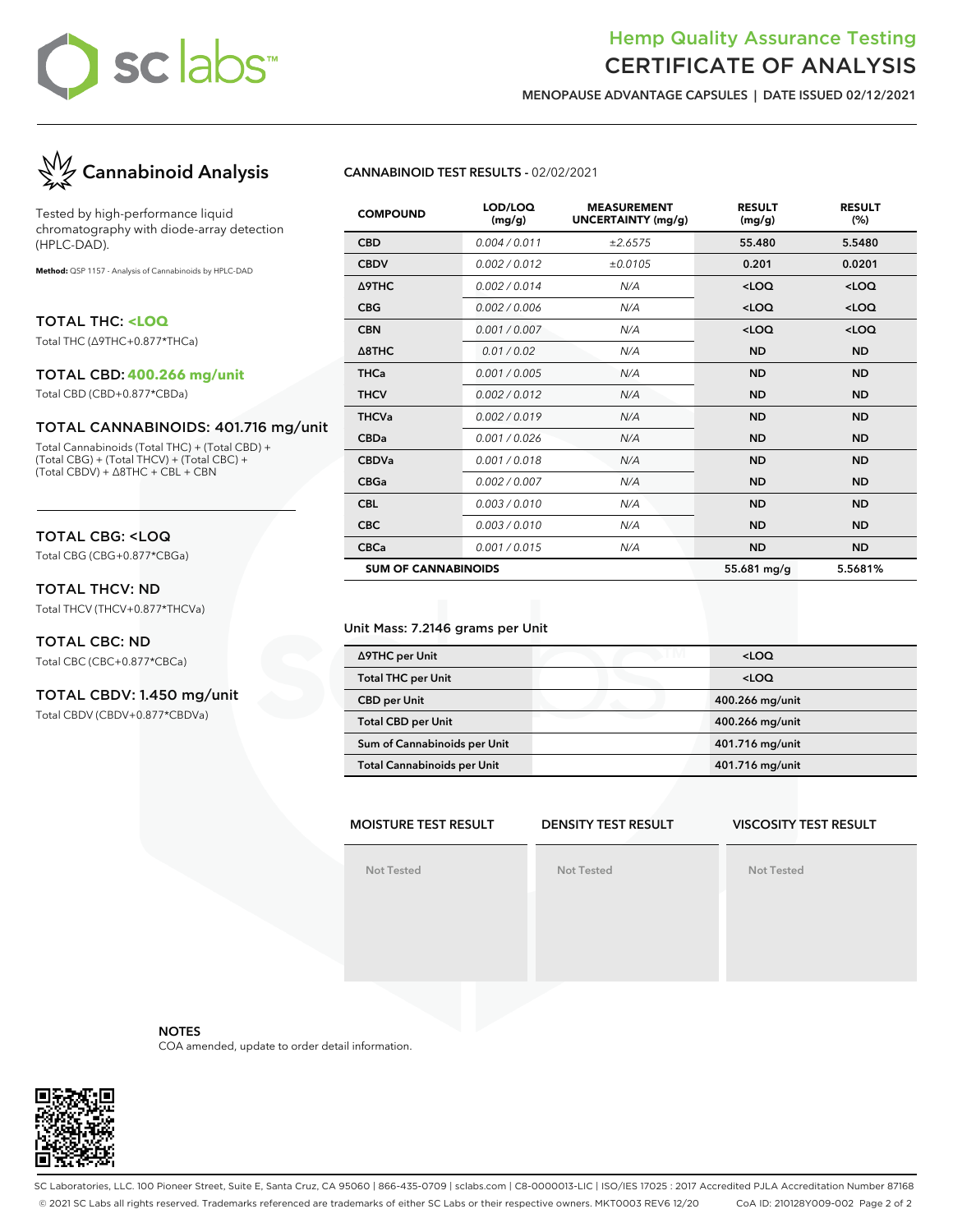# Hemp Quality Assurance Testing
# CERTIFICATE OF ANALYSIS

**MENOPAUSE ADVANTAGE CAPSULES | DATE ISSUED 02/12/2021**

## Cannabinoid Analysis

Tested by high-performance liquid chromatography with diode-array detection (HPLC-DAD).

**Method:** QSP 1157 - Analysis of Cannabinoids by HPLC-DAD

### TOTAL THC: <LOQ

Total THC (Δ9THC+0.877*THCa)

### TOTAL CBD: 400.266 mg/unit

Total CBD (CBD+0.877*CBDa)

### TOTAL CANNABINOIDS: 401.716 mg/unit

Total Cannabinoids (Total THC) + (Total CBD) + (Total CBG) + (Total THCV) + (Total CBC) + (Total CBDV) + Δ8THC + CBL + CBN

### TOTAL CBG: <LOQ

Total CBG (CBG+0.877*CBGa)

### TOTAL THCV: ND

Total THCV (THCV+0.877*THCVa)

### TOTAL CBC: ND

Total CBC (CBC+0.877*CBCa)

### TOTAL CBDV: 1.450 mg/unit

Total CBDV (CBDV+0.877*CBDVa)

**CANNABINOID TEST RESULTS** - 02/02/2021

| COMPOUND | LOD/LOQ (mg/g) | MEASUREMENT UNCERTAINTY (mg/g) | RESULT (mg/g) | RESULT (%) |
|---|---|---|---|---|
| CBD | 0.004 / 0.011 | ±2.6575 | 55.480 | 5.5480 |
| CBDV | 0.002 / 0.012 | ±0.0105 | 0.201 | 0.0201 |
| Δ9THC | 0.002 / 0.014 | N/A | <LOQ | <LOQ |
| CBG | 0.002 / 0.006 | N/A | <LOQ | <LOQ |
| CBN | 0.001 / 0.007 | N/A | <LOQ | <LOQ |
| Δ8THC | 0.01 / 0.02 | N/A | ND | ND |
| THCa | 0.001 / 0.005 | N/A | ND | ND |
| THCV | 0.002 / 0.012 | N/A | ND | ND |
| THCVa | 0.002 / 0.019 | N/A | ND | ND |
| CBDa | 0.001 / 0.026 | N/A | ND | ND |
| CBDVa | 0.001 / 0.018 | N/A | ND | ND |
| CBGa | 0.002 / 0.007 | N/A | ND | ND |
| CBL | 0.003 / 0.010 | N/A | ND | ND |
| CBC | 0.003 / 0.010 | N/A | ND | ND |
| CBCa | 0.001 / 0.015 | N/A | ND | ND |
| **SUM OF CANNABINOIDS** | | | 55.681 mg/g | 5.5681% |

Unit Mass: 7.2146 grams per Unit

| | |
|---|---|
| Δ9THC per Unit | <LOQ |
| Total THC per Unit | <LOQ |
| CBD per Unit | 400.266 mg/unit |
| Total CBD per Unit | 400.266 mg/unit |
| Sum of Cannabinoids per Unit | 401.716 mg/unit |
| Total Cannabinoids per Unit | 401.716 mg/unit |

| MOISTURE TEST RESULT | DENSITY TEST RESULT | VISCOSITY TEST RESULT |
|---|---|---|
| Not Tested | Not Tested | Not Tested |

**NOTES**

COA amended, update to order detail information.

SC Laboratories, LLC. 100 Pioneer Street, Suite E, Santa Cruz, CA 95060 | 866-435-0709 | sclabs.com | C8-0000013-LIC | ISO/IES 17025 : 2017 Accredited PJLA Accreditation Number 87168

© 2021 SC Labs all rights reserved. Trademarks referenced are trademarks of either SC Labs or their respective owners. MKT0003 REV6 12/20 CoA ID: 210128Y009-002